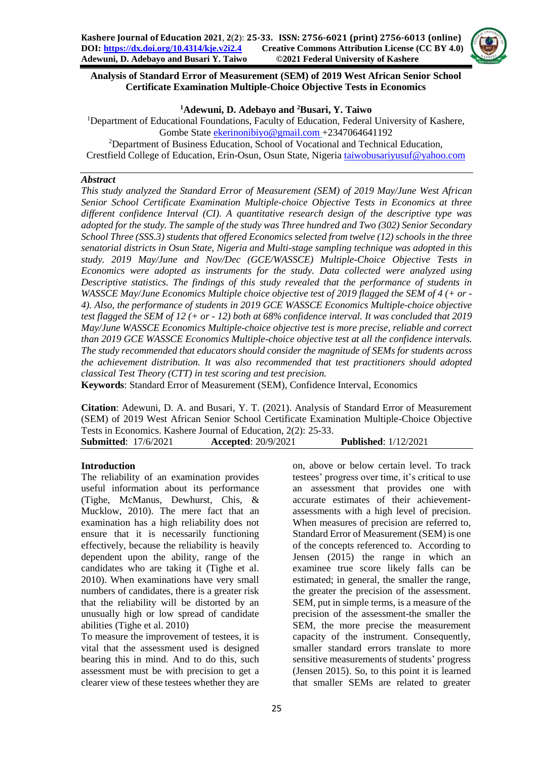# Analysis of Standard Error of Measurement (SEM) of 2019 West African Senior School Certificate Examination Multiple-Choice Objective Tests in Economics

**[1]Adewuni, D. Adebayo and [2]Busari, Y. Taiwo**

[1]Department of Educational Foundations, Faculty of Education, Federal University of Kashere, Gombe State ekerinonibiyo@gmail.com +2347064641192

[2]Department of Business Education, School of Vocational and Technical Education, Crestfield College of Education, Erin-Osun, Osun State, Nigeria taiwobusariyusuf@yahoo.com

### *Abstract*

*This study analyzed the Standard Error of Measurement (SEM) of 2019 May/June West African Senior School Certificate Examination Multiple-choice Objective Tests in Economics at three different confidence Interval (CI). A quantitative research design of the descriptive type was adopted for the study. The sample of the study was Three hundred and Two (302) Senior Secondary School Three (SSS.3) students that offered Economics selected from twelve (12) schools in the three senatorial districts in Osun State, Nigeria and Multi-stage sampling technique was adopted in this study. 2019 May/June and Nov/Dec (GCE/WASSCE) Multiple-Choice Objective Tests in Economics were adopted as instruments for the study. Data collected were analyzed using Descriptive statistics. The findings of this study revealed that the performance of students in WASSCE May/June Economics Multiple choice objective test of 2019 flagged the SEM of 4 (+ or - 4). Also, the performance of students in 2019 GCE WASSCE Economics Multiple-choice objective test flagged the SEM of 12 (+ or - 12) both at 68% confidence interval. It was concluded that 2019 May/June WASSCE Economics Multiple-choice objective test is more precise, reliable and correct than 2019 GCE WASSCE Economics Multiple-choice objective test at all the confidence intervals. The study recommended that educators should consider the magnitude of SEMs for students across the achievement distribution. It was also recommended that test practitioners should adopted classical Test Theory (CTT) in test scoring and test precision.*

**Keywords**: Standard Error of Measurement (SEM), Confidence Interval, Economics

**Citation**: Adewuni, D. A. and Busari, Y. T. (2021). Analysis of Standard Error of Measurement (SEM) of 2019 West African Senior School Certificate Examination Multiple-Choice Objective Tests in Economics. Kashere Journal of Education, 2(2): 25-33.

**Submitted**: 17/6/2021 **Accepted**: 20/9/2021 **Published**: 1/12/2021

## Introduction

The reliability of an examination provides useful information about its performance (Tighe, McManus, Dewhurst, Chis, & Mucklow, 2010). The mere fact that an examination has a high reliability does not ensure that it is necessarily functioning effectively, because the reliability is heavily dependent upon the ability, range of the candidates who are taking it (Tighe et al. 2010). When examinations have very small numbers of candidates, there is a greater risk that the reliability will be distorted by an unusually high or low spread of candidate abilities (Tighe et al. 2010)

To measure the improvement of testees, it is vital that the assessment used is designed bearing this in mind. And to do this, such assessment must be with precision to get a clearer view of these testees whether they are on, above or below certain level. To track testees' progress over time, it's critical to use an assessment that provides one with accurate estimates of their achievement-assessments with a high level of precision. When measures of precision are referred to, Standard Error of Measurement (SEM) is one of the concepts referenced to. According to Jensen (2015) the range in which an examinee true score likely falls can be estimated; in general, the smaller the range, the greater the precision of the assessment. SEM, put in simple terms, is a measure of the precision of the assessment-the smaller the SEM, the more precise the measurement capacity of the instrument. Consequently, smaller standard errors translate to more sensitive measurements of students' progress (Jensen 2015). So, to this point it is learned that smaller SEMs are related to greater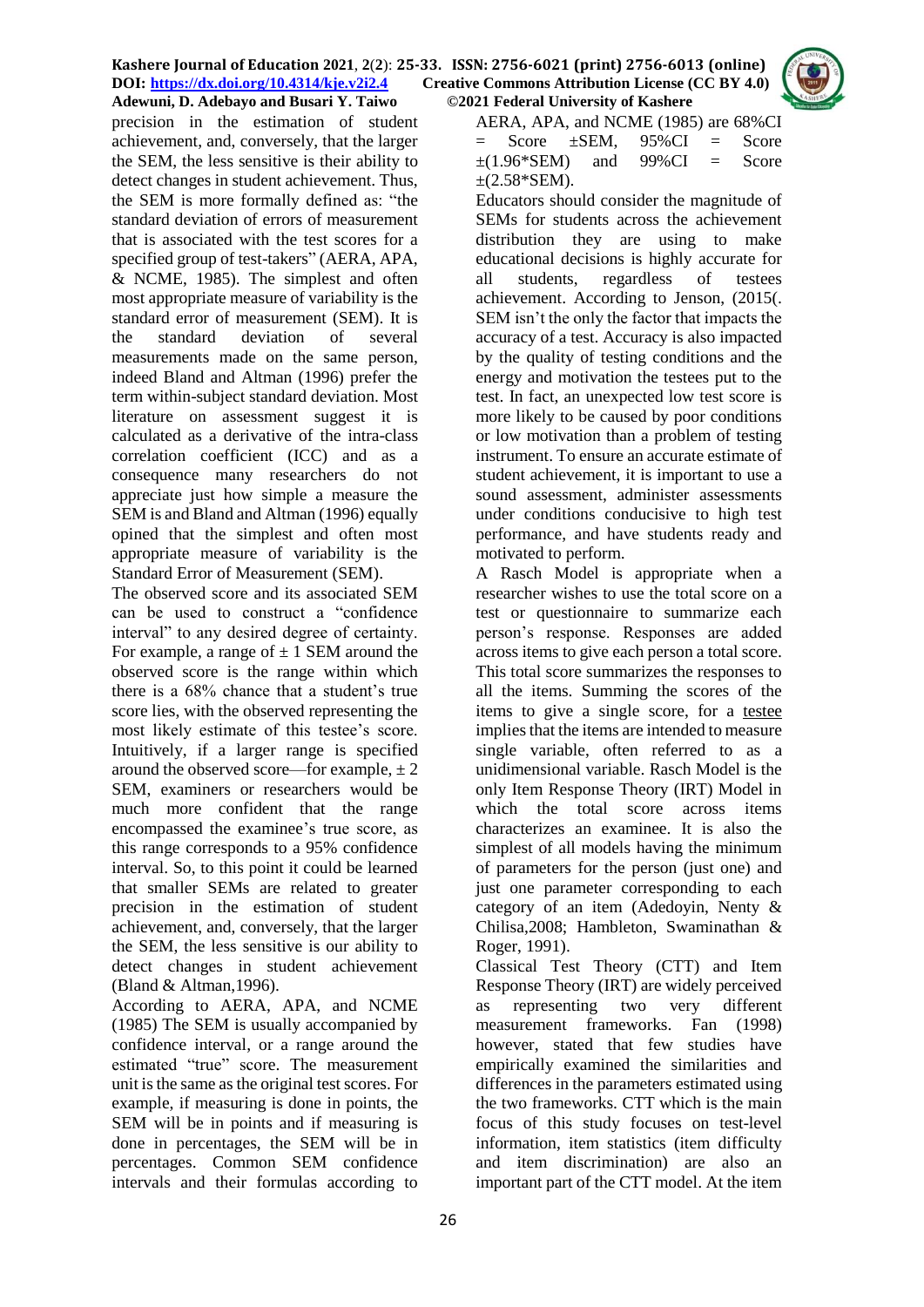precision in the estimation of student achievement, and, conversely, that the larger the SEM, the less sensitive is their ability to detect changes in student achievement. Thus, the SEM is more formally defined as: "the standard deviation of errors of measurement that is associated with the test scores for a specified group of test-takers" (AERA, APA, & NCME, 1985). The simplest and often most appropriate measure of variability is the standard error of measurement (SEM). It is the standard deviation of several measurements made on the same person, indeed Bland and Altman (1996) prefer the term within-subject standard deviation. Most literature on assessment suggest it is calculated as a derivative of the intra-class correlation coefficient (ICC) and as a consequence many researchers do not appreciate just how simple a measure the SEM is and Bland and Altman (1996) equally opined that the simplest and often most appropriate measure of variability is the Standard Error of Measurement (SEM).

The observed score and its associated SEM can be used to construct a "confidence interval" to any desired degree of certainty. For example, a range of ± 1 SEM around the observed score is the range within which there is a 68% chance that a student's true score lies, with the observed representing the most likely estimate of this testee's score. Intuitively, if a larger range is specified around the observed score—for example, ± 2 SEM, examiners or researchers would be much more confident that the range encompassed the examinee's true score, as this range corresponds to a 95% confidence interval. So, to this point it could be learned that smaller SEMs are related to greater precision in the estimation of student achievement, and, conversely, that the larger the SEM, the less sensitive is our ability to detect changes in student achievement (Bland & Altman,1996).

According to AERA, APA, and NCME (1985) The SEM is usually accompanied by confidence interval, or a range around the estimated "true" score. The measurement unit is the same as the original test scores. For example, if measuring is done in points, the SEM will be in points and if measuring is done in percentages, the SEM will be in percentages. Common SEM confidence intervals and their formulas according to AERA, APA, and NCME (1985) are 68%CI = Score ±SEM, 95%CI = Score ±(1.96*SEM) and 99%CI = Score ±(2.58*SEM).

Educators should consider the magnitude of SEMs for students across the achievement distribution they are using to make educational decisions is highly accurate for all students, regardless of testees achievement. According to Jenson, (2015(. SEM isn't the only the factor that impacts the accuracy of a test. Accuracy is also impacted by the quality of testing conditions and the energy and motivation the testees put to the test. In fact, an unexpected low test score is more likely to be caused by poor conditions or low motivation than a problem of testing instrument. To ensure an accurate estimate of student achievement, it is important to use a sound assessment, administer assessments under conditions conducive to high test performance, and have students ready and motivated to perform.

A Rasch Model is appropriate when a researcher wishes to use the total score on a test or questionnaire to summarize each person's response. Responses are added across items to give each person a total score. This total score summarizes the responses to all the items. Summing the scores of items to give a single score, for a testee implies that the items are intended to measure single variable, often referred to as a unidimensional variable. Rasch Model is the only Item Response Theory (IRT) Model in which the total score across items characterizes an examinee. It is also the simplest of all models having the minimum of parameters for the person (just one) and just one parameter corresponding to each category of an item (Adedoyin, Nenty & Chilisa,2008; Hambleton, Swaminathan & Roger, 1991).

Classical Test Theory (CTT) and Item Response Theory (IRT) are widely perceived as representing two very different measurement frameworks. Fan (1998) however, stated that few studies have empirically examined the similarities and differences in the parameters estimated using the two frameworks. CTT which is the main focus of this study focuses on test-level information, item statistics (item difficulty and item discrimination) are also an important part of the CTT model. At the item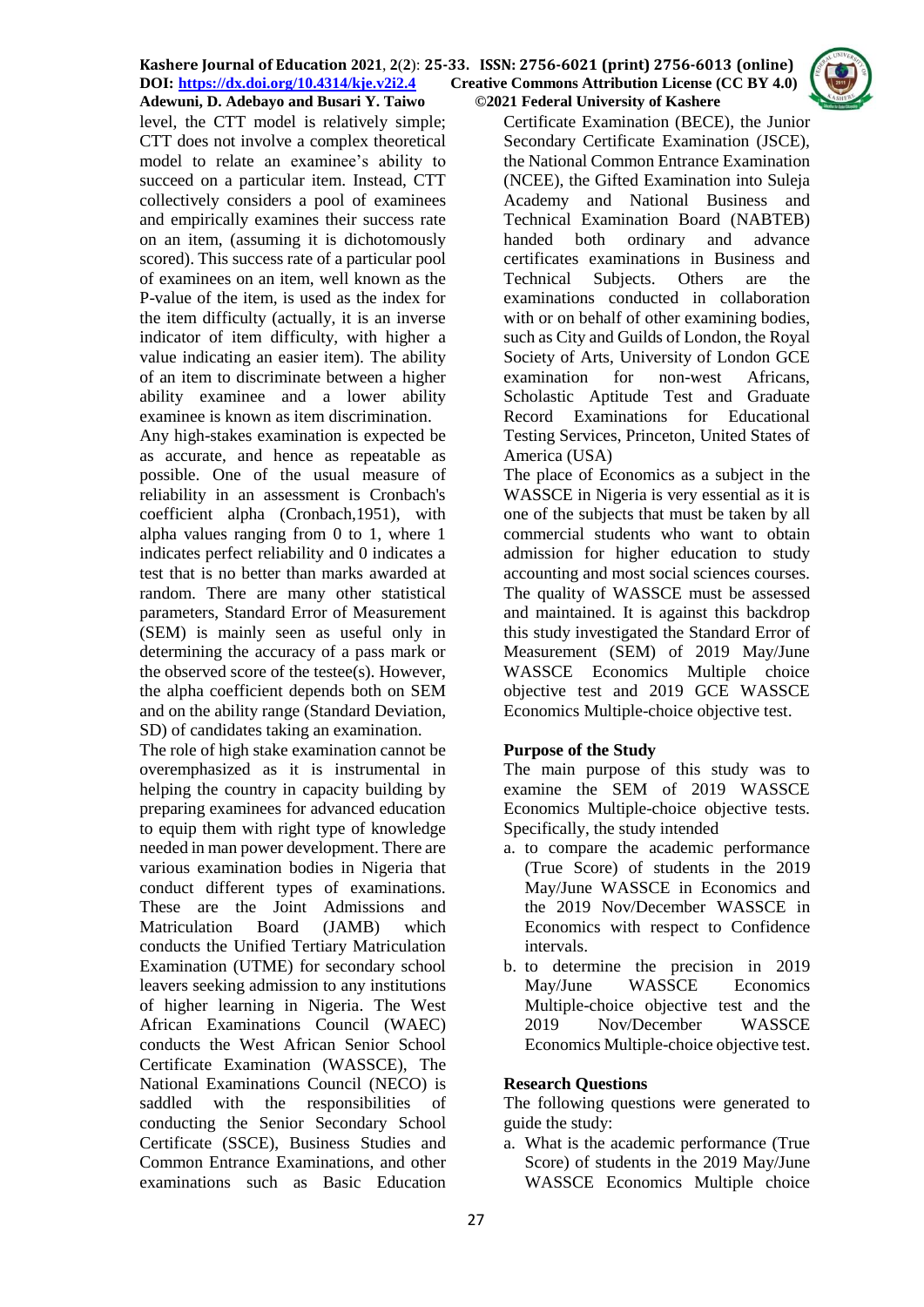level, the CTT model is relatively simple; CTT does not involve a complex theoretical model to relate an examinee's ability to succeed on a particular item. Instead, CTT collectively considers a pool of examinees and empirically examines their success rate on an item, (assuming it is dichotomously scored). This success rate of a particular pool of examinees on an item, well known as the P-value of the item, is used as the index for the item difficulty (actually, it is an inverse indicator of item difficulty, with higher a value indicating an easier item). The ability of an item to discriminate between a higher ability examinee and a lower ability examinee is known as item discrimination.

Any high-stakes examination is expected be as accurate, and hence as repeatable as possible. One of the usual measure of reliability in an assessment is Cronbach's coefficient alpha (Cronbach,1951), with alpha values ranging from 0 to 1, where 1 indicates perfect reliability and 0 indicates a test that is no better than marks awarded at random. There are many other statistical parameters, Standard Error of Measurement (SEM) is mainly seen as useful only in determining the accuracy of a pass mark or the observed score of the testee(s). However, the alpha coefficient depends both on SEM and on the ability range (Standard Deviation, SD) of candidates taking an examination.

The role of high stake examination cannot be overemphasized as it is instrumental in helping the country in capacity building by preparing examinees for advanced education to equip them with right type of knowledge needed in man power development. There are various examination bodies in Nigeria that conduct different types of examinations. These are the Joint Admissions and Matriculation Board (JAMB) which conducts the Unified Tertiary Matriculation Examination (UTME) for secondary school leavers seeking admission to any institutions of higher learning in Nigeria. The West African Examinations Council (WAEC) conducts the West African Senior School Certificate Examination (WASSCE), The National Examinations Council (NECO) is saddled with the responsibilities of conducting the Senior Secondary School Certificate (SSCE), Business Studies and Common Entrance Examinations, and other examinations such as Basic Education Certificate Examination (BECE), the Junior Secondary Certificate Examination (JSCE), the National Common Entrance Examination (NCEE), the Gifted Examination into Suleja Academy and National Business and Technical Examination Board (NABTEB) handed both ordinary and advance certificates examinations in Business and Technical Subjects. Others are the examinations conducted in collaboration with or on behalf of other examining bodies, such as City and Guilds of London, the Royal Society of Arts, University of London GCE examination for non-west Africans, Scholastic Aptitude Test and Graduate Record Examinations for Educational Testing Services, Princeton, United States of America (USA)

The place of Economics as a subject in the WASSCE in Nigeria is very essential as it is one of the subjects that must be taken by all commercial students who want to obtain admission for higher education to study accounting and most social sciences courses. The quality of WASSCE must be assessed and maintained. It is against this backdrop this study investigated the Standard Error of Measurement (SEM) of 2019 May/June WASSCE Economics Multiple choice objective test and 2019 GCE WASSCE Economics Multiple-choice objective test.

## Purpose of the Study

The main purpose of this study was to examine the SEM of 2019 WASSCE Economics Multiple-choice objective tests. Specifically, the study intended

a. to compare the academic performance (True Score) of students in the 2019 May/June WASSCE in Economics and the 2019 Nov/December WASSCE in Economics with respect to Confidence intervals.
b. to determine the precision in 2019 May/June WASSCE Economics Multiple-choice objective test and the 2019 Nov/December WASSCE Economics Multiple-choice objective test.

## Research Questions

The following questions were generated to guide the study:

a. What is the academic performance (True Score) of students in the 2019 May/June WASSCE Economics Multiple choice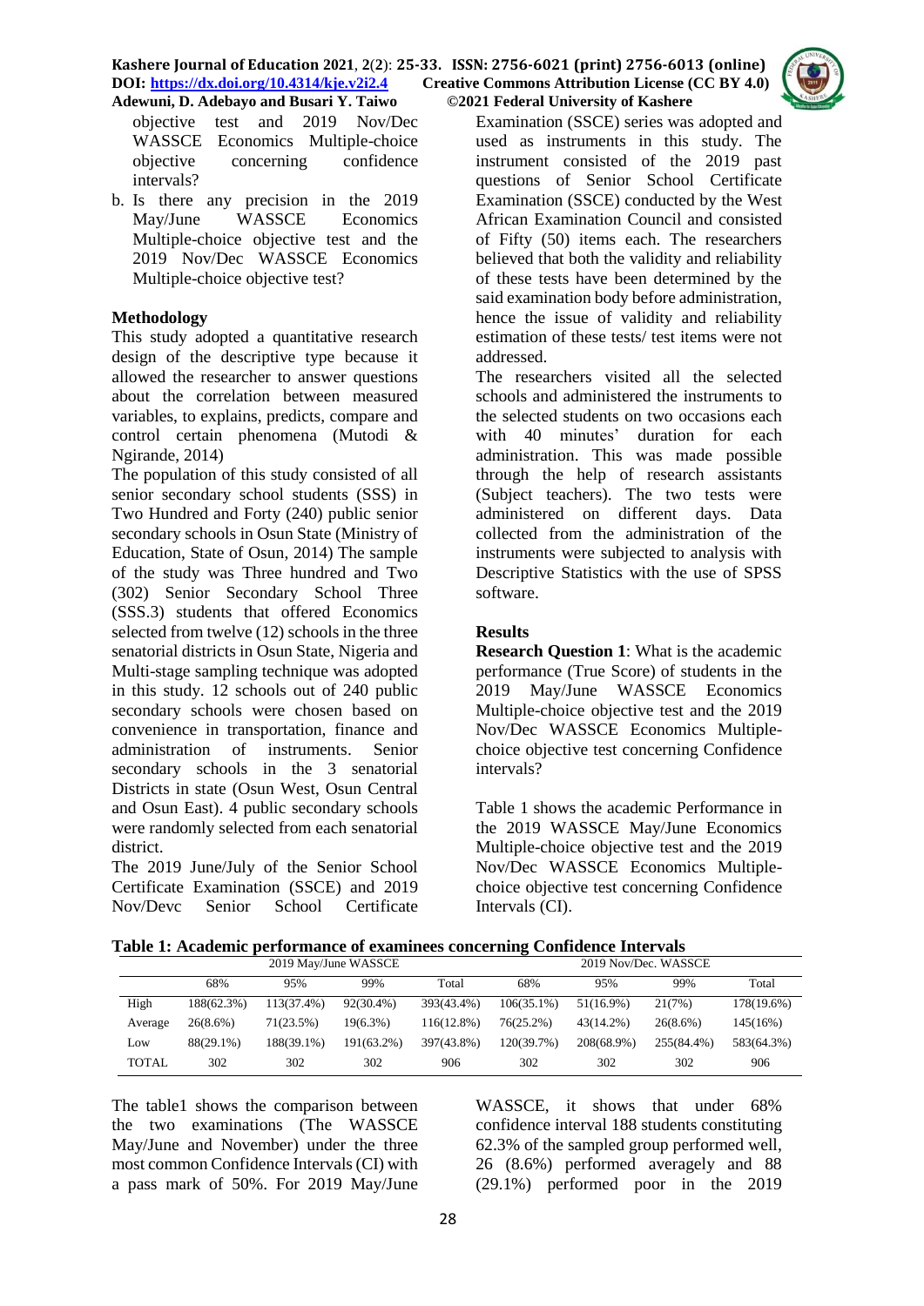objective test and 2019 Nov/Dec WASSCE Economics Multiple-choice objective concerning confidence intervals?

b. Is there any precision in the 2019 May/June WASSCE Economics Multiple-choice objective test and the 2019 Nov/Dec WASSCE Economics Multiple-choice objective test?

## Methodology

This study adopted a quantitative research design of the descriptive type because it allowed the researcher to answer questions about the correlation between measured variables, to explains, predicts, compare and control certain phenomena (Mutodi & Ngirande, 2014)

The population of this study consisted of all senior secondary school students (SSS) in Two Hundred and Forty (240) public senior secondary schools in Osun State (Ministry of Education, State of Osun, 2014) The sample of the study was Three hundred and Two (302) Senior Secondary School Three (SSS.3) students that offered Economics selected from twelve (12) schools in the three senatorial districts in Osun State, Nigeria and Multi-stage sampling technique was adopted in this study. 12 schools out of 240 public secondary schools were chosen based on convenience in transportation, finance and administration of instruments. Senior secondary schools in the 3 senatorial Districts in state (Osun West, Osun Central and Osun East). 4 public secondary schools were randomly selected from each senatorial district.

The 2019 June/July of the Senior School Certificate Examination (SSCE) and 2019 Nov/Devc Senior School Certificate Examination (SSCE) series was adopted and used as instruments in this study. The instrument consisted of the 2019 past questions of Senior School Certificate Examination (SSCE) conducted by the West African Examination Council and consisted of Fifty (50) items each. The researchers believed that both the validity and reliability of these tests have been determined by the said examination body before administration, hence the issue of validity and reliability estimation of these tests/ test items were not addressed.

The researchers visited all the selected schools and administered the instruments to the selected students on two occasions each with 40 minutes' duration for each administration. This was made possible through the help of research assistants (Subject teachers). The two tests were administered on different days. Data collected from the administration of the instruments were subjected to analysis with Descriptive Statistics with the use of SPSS software.

## Results

**Research Question 1**: What is the academic performance (True Score) of students in the 2019 May/June WASSCE Economics Multiple-choice objective test and the 2019 Nov/Dec WASSCE Economics Multiple-choice objective test concerning Confidence intervals?

Table 1 shows the academic Performance in the 2019 WASSCE May/June Economics Multiple-choice objective test and the 2019 Nov/Dec WASSCE Economics Multiple-choice objective test concerning Confidence Intervals (CI).

**Table 1: Academic performance of examinees concerning Confidence Intervals**

| | 2019 May/June WASSCE | | | | 2019 Nov/Dec. WASSCE | | | |
|---|---|---|---|---|---|---|---|---|
| | 68% | 95% | 99% | Total | 68% | 95% | 99% | Total |
| High | 188(62.3%) | 113(37.4%) | 92(30.4%) | 393(43.4%) | 106(35.1%) | 51(16.9%) | 21(7%) | 178(19.6%) |
| Average | 26(8.6%) | 71(23.5%) | 19(6.3%) | 116(12.8%) | 76(25.2%) | 43(14.2%) | 26(8.6%) | 145(16%) |
| Low | 88(29.1%) | 188(39.1%) | 191(63.2%) | 397(43.8%) | 120(39.7%) | 208(68.9%) | 255(84.4%) | 583(64.3%) |
| TOTAL | 302 | 302 | 302 | 906 | 302 | 302 | 302 | 906 |

The table1 shows the comparison between the two examinations (The WASSCE May/June and November) under the three most common Confidence Intervals (CI) with a pass mark of 50%. For 2019 May/June WASSCE, it shows that under 68% confidence interval 188 students constituting 62.3% of the sampled group performed well, 26 (8.6%) performed averagely and 88 (29.1%) performed poor in the 2019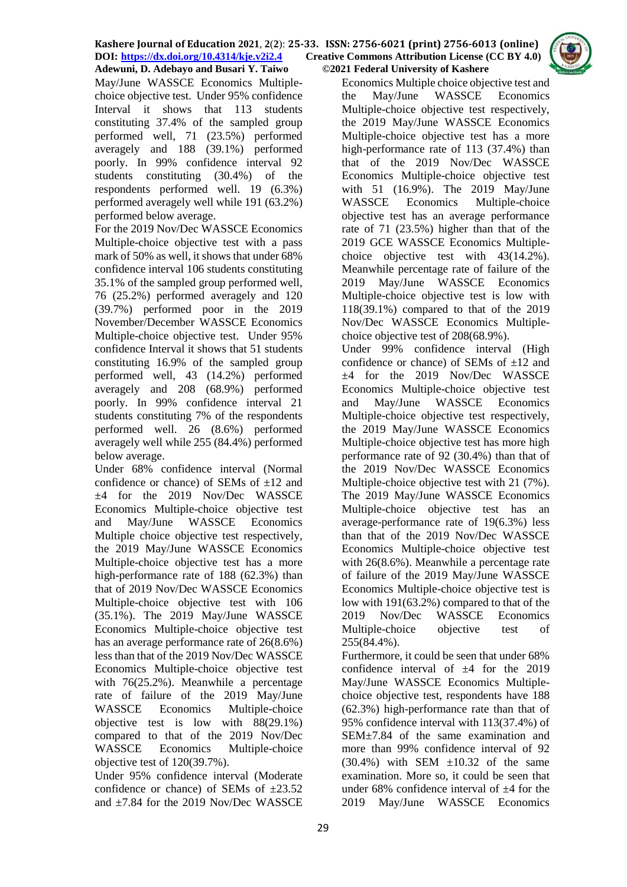May/June WASSCE Economics Multiple-choice objective test. Under 95% confidence Interval it shows that 113 students constituting 37.4% of the sampled group performed well, 71 (23.5%) performed averagely and 188 (39.1%) performed poorly. In 99% confidence interval 92 students constituting (30.4%) of the respondents performed well. 19 (6.3%) performed averagely well while 191 (63.2%) performed below average.

For the 2019 Nov/Dec WASSCE Economics Multiple-choice objective test with a pass mark of 50% as well, it shows that under 68% confidence interval 106 students constituting 35.1% of the sampled group performed well, 76 (25.2%) performed averagely and 120 (39.7%) performed poor in the 2019 November/December WASSCE Economics Multiple-choice objective test. Under 95% confidence Interval it shows that 51 students constituting 16.9% of the sampled group performed well, 43 (14.2%) performed averagely and 208 (68.9%) performed poorly. In 99% confidence interval 21 students constituting 7% of the respondents performed well. 26 (8.6%) performed averagely well while 255 (84.4%) performed below average.

Under 68% confidence interval (Normal confidence or chance) of SEMs of ±12 and ±4 for the 2019 Nov/Dec WASSCE Economics Multiple-choice objective test and May/June WASSCE Economics Multiple choice objective test respectively, the 2019 May/June WASSCE Economics Multiple-choice objective test has a more high-performance rate of 188 (62.3%) than that of 2019 Nov/Dec WASSCE Economics Multiple-choice objective test with 106 (35.1%). The 2019 May/June WASSCE Economics Multiple-choice objective test has an average performance rate of 26(8.6%) less than that of the 2019 Nov/Dec WASSCE Economics Multiple-choice objective test with 76(25.2%). Meanwhile a percentage rate of failure of the 2019 May/June WASSCE Economics Multiple-choice objective test is low with 88(29.1%) compared to that of the 2019 Nov/Dec WASSCE Economics Multiple-choice objective test of 120(39.7%).

Under 95% confidence interval (Moderate confidence or chance) of SEMs of ±23.52 and ±7.84 for the 2019 Nov/Dec WASSCE Economics Multiple choice objective test and the May/June WASSCE Economics Multiple-choice objective test respectively, the 2019 May/June WASSCE Economics Multiple-choice objective test has a more high-performance rate of 113 (37.4%) than that of the 2019 Nov/Dec WASSCE Economics Multiple-choice objective test with 51 (16.9%). The 2019 May/June WASSCE Economics Multiple-choice objective test has an average performance rate of 71 (23.5%) higher than that of the 2019 GCE WASSCE Economics Multiple-choice objective test with 43(14.2%). Meanwhile percentage rate of failure of the 2019 May/June WASSCE Economics Multiple-choice objective test is low with 118(39.1%) compared to that of the 2019 Nov/Dec WASSCE Economics Multiple-choice objective test of 208(68.9%).

Under 99% confidence interval (High confidence or chance) of SEMs of ±12 and ±4 for the 2019 Nov/Dec WASSCE Economics Multiple-choice objective test and May/June WASSCE Economics Multiple-choice objective test respectively, the 2019 May/June WASSCE Economics Multiple-choice objective test has more high performance rate of 92 (30.4%) than that of the 2019 Nov/Dec WASSCE Economics Multiple-choice objective test with 21 (7%). The 2019 May/June WASSCE Economics Multiple-choice objective test has an average-performance rate of 19(6.3%) less than that of the 2019 Nov/Dec WASSCE Economics Multiple-choice objective test with 26(8.6%). Meanwhile a percentage rate of failure of the 2019 May/June WASSCE Economics Multiple-choice objective test is low with 191(63.2%) compared to that of the 2019 Nov/Dec WASSCE Economics Multiple-choice objective test of 255(84.4%).

Furthermore, it could be seen that under 68% confidence interval of ±4 for the 2019 May/June WASSCE Economics Multiple-choice objective test, respondents have 188 (62.3%) high-performance rate than that of 95% confidence interval with 113(37.4%) of SEM±7.84 of the same examination and more than 99% confidence interval of 92 (30.4%) with SEM ±10.32 of the same examination. More so, it could be seen that under 68% confidence interval of ±4 for the 2019 May/June WASSCE Economics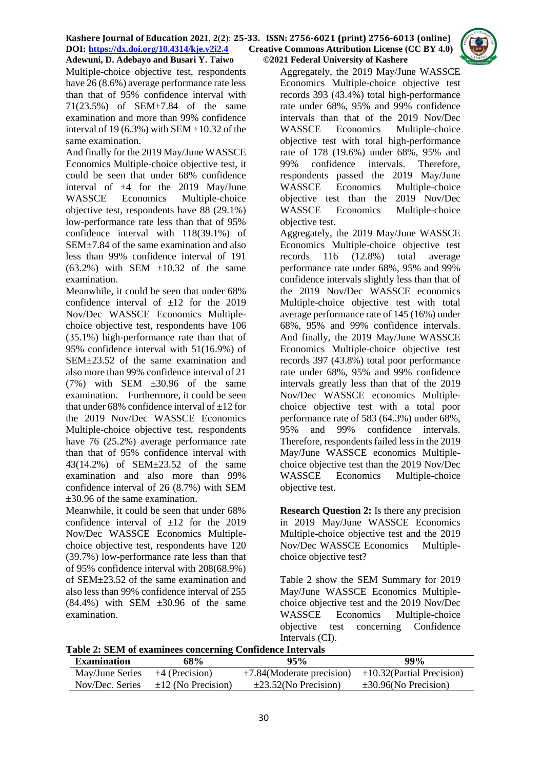Multiple-choice objective test, respondents have 26 (8.6%) average performance rate less than that of 95% confidence interval with 71(23.5%) of SEM±7.84 of the same examination and more than 99% confidence interval of 19 (6.3%) with SEM ±10.32 of the same examination.

And finally for the 2019 May/June WASSCE Economics Multiple-choice objective test, it could be seen that under 68% confidence interval of ±4 for the 2019 May/June WASSCE Economics Multiple-choice objective test, respondents have 88 (29.1%) low-performance rate less than that of 95% confidence interval with 118(39.1%) of SEM±7.84 of the same examination and also less than 99% confidence interval of 191 (63.2%) with SEM ±10.32 of the same examination.

Meanwhile, it could be seen that under 68% confidence interval of ±12 for the 2019 Nov/Dec WASSCE Economics Multiple-choice objective test, respondents have 106 (35.1%) high-performance rate than that of 95% confidence interval with 51(16.9%) of SEM±23.52 of the same examination and also more than 99% confidence interval of 21 (7%) with SEM ±30.96 of the same examination. Furthermore, it could be seen that under 68% confidence interval of ±12 for the 2019 Nov/Dec WASSCE Economics Multiple-choice objective test, respondents have 76 (25.2%) average performance rate than that of 95% confidence interval with 43(14.2%) of SEM±23.52 of the same examination and also more than 99% confidence interval of 26 (8.7%) with SEM ±30.96 of the same examination.

Meanwhile, it could be seen that under 68% confidence interval of ±12 for the 2019 Nov/Dec WASSCE Economics Multiple-choice objective test, respondents have 120 (39.7%) low-performance rate less than that of 95% confidence interval with 208(68.9%) of SEM±23.52 of the same examination and also less than 99% confidence interval of 255 (84.4%) with SEM ±30.96 of the same examination.

Aggregately, the 2019 May/June WASSCE Economics Multiple-choice objective test records 393 (43.4%) total high-performance rate under 68%, 95% and 99% confidence intervals than that of the 2019 Nov/Dec WASSCE Economics Multiple-choice objective test with total high-performance rate of 178 (19.6%) under 68%, 95% and 99% confidence intervals. Therefore, respondents passed the 2019 May/June WASSCE Economics Multiple-choice objective test than the 2019 Nov/Dec WASSCE Economics Multiple-choice objective test.

Aggregately, the 2019 May/June WASSCE Economics Multiple-choice objective test records 116 (12.8%) total average performance rate under 68%, 95% and 99% confidence intervals slightly less than that of the 2019 Nov/Dec WASSCE economics Multiple-choice objective test with total average performance rate of 145 (16%) under 68%, 95% and 99% confidence intervals. And finally, the 2019 May/June WASSCE Economics Multiple-choice objective test records 397 (43.8%) total poor performance rate under 68%, 95% and 99% confidence intervals greatly less than that of the 2019 Nov/Dec WASSCE economics Multiple-choice objective test with a total poor performance rate of 583 (64.3%) under 68%, 95% and 99% confidence intervals. Therefore, respondents failed less in the 2019 May/June WASSCE economics Multiple-choice objective test than the 2019 Nov/Dec WASSCE Economics Multiple-choice objective test.

**Research Question 2:** Is there any precision in 2019 May/June WASSCE Economics Multiple-choice objective test and the 2019 Nov/Dec WASSCE Economics Multiple-choice objective test?

Table 2 show the SEM Summary for 2019 May/June WASSCE Economics Multiple-choice objective test and the 2019 Nov/Dec WASSCE Economics Multiple-choice objective test concerning Confidence Intervals (CI).

**Table 2: SEM of examinees concerning Confidence Intervals**

| Examination | 68% | 95% | 99% |
|---|---|---|---|
| May/June Series | ±4 (Precision) | ±7.84(Moderate precision) | ±10.32(Partial Precision) |
| Nov/Dec. Series | ±12 (No Precision) | ±23.52(No Precision) | ±30.96(No Precision) |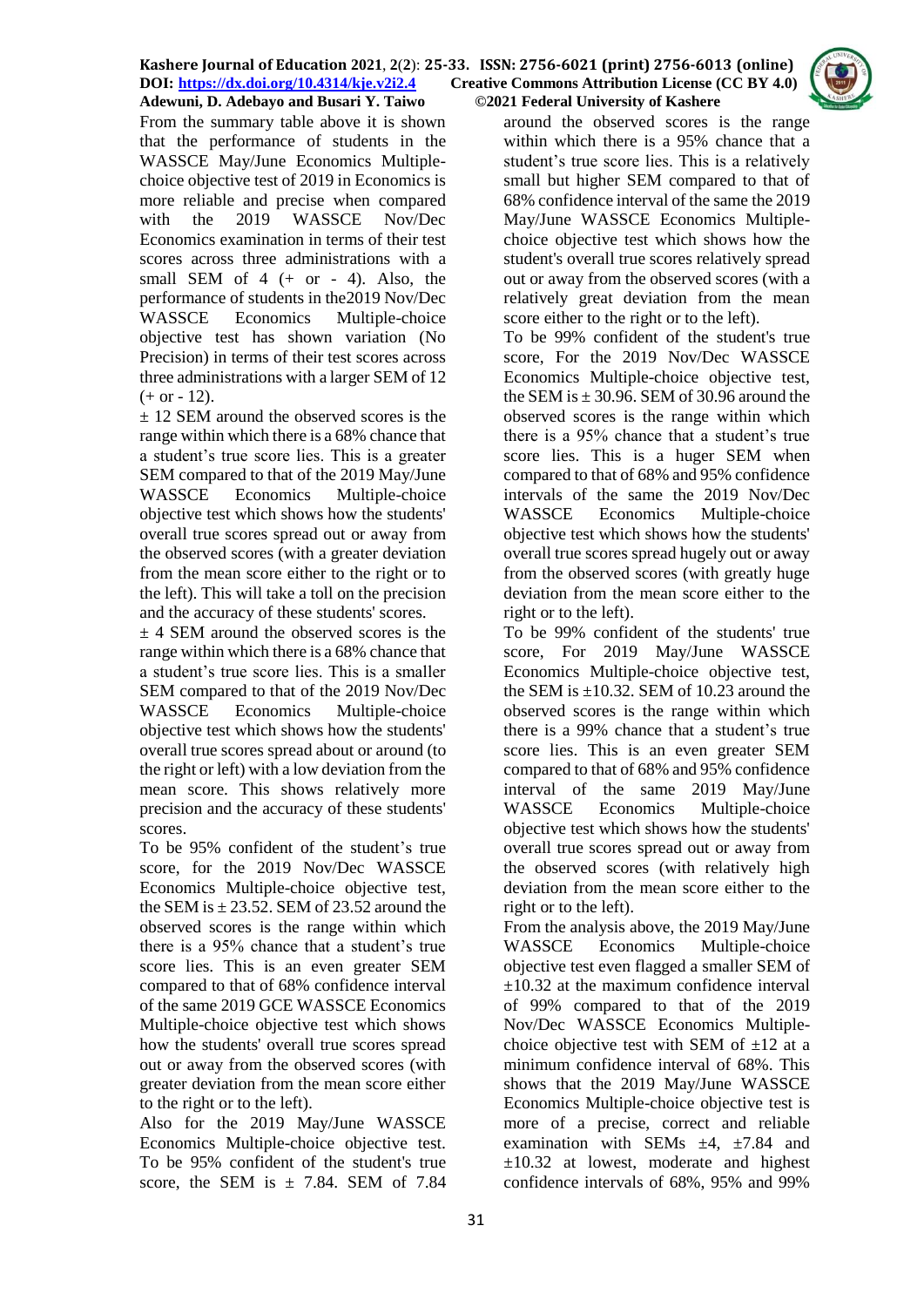From the summary table above it is shown that the performance of students in the WASSCE May/June Economics Multiple-choice objective test of 2019 in Economics is more reliable and precise when compared with the 2019 WASSCE Nov/Dec Economics examination in terms of their test scores across three administrations with a small SEM of 4 (+ or - 4). Also, the performance of students in the2019 Nov/Dec WASSCE Economics Multiple-choice objective test has shown variation (No Precision) in terms of their test scores across three administrations with a larger SEM of 12 (+ or - 12).

± 12 SEM around the observed scores is the range within which there is a 68% chance that a student's true score lies. This is a greater SEM compared to that of the 2019 May/June WASSCE Economics Multiple-choice objective test which shows how the students' overall true scores spread out or away from the observed scores (with a greater deviation from the mean score either to the right or to the left). This will take a toll on the precision and the accuracy of these students' scores.

± 4 SEM around the observed scores is the range within which there is a 68% chance that a student's true score lies. This is a smaller SEM compared to that of the 2019 Nov/Dec WASSCE Economics Multiple-choice objective test which shows how the students' overall true scores spread about or around (to the right or left) with a low deviation from the mean score. This shows relatively more precision and the accuracy of these students' scores.

To be 95% confident of the student's true score, for the 2019 Nov/Dec WASSCE Economics Multiple-choice objective test, the SEM is ± 23.52. SEM of 23.52 around the observed scores is the range within which there is a 95% chance that a student's true score lies. This is an even greater SEM compared to that of 68% confidence interval of the same 2019 GCE WASSCE Economics Multiple-choice objective test which shows how the students' overall true scores spread out or away from the observed scores (with greater deviation from the mean score either to the right or to the left).

Also for the 2019 May/June WASSCE Economics Multiple-choice objective test. To be 95% confident of the student's true score, the SEM is ± 7.84. SEM of 7.84 around the observed scores is the range within which there is a 95% chance that a student's true score lies. This is a relatively small but higher SEM compared to that of 68% confidence interval of the same the 2019 May/June WASSCE Economics Multiple-choice objective test which shows how the student's overall true scores relatively spread out or away from the observed scores (with a relatively great deviation from the mean score either to the right or to the left).

To be 99% confident of the student's true score, For the 2019 Nov/Dec WASSCE Economics Multiple-choice objective test, the SEM is ± 30.96. SEM of 30.96 around the observed scores is the range within which there is a 95% chance that a student's true score lies. This is a huger SEM when compared to that of 68% and 95% confidence intervals of the same the 2019 Nov/Dec WASSCE Economics Multiple-choice objective test which shows how the students' overall true scores spread hugely out or away from the observed scores (with greatly huge deviation from the mean score either to the right or to the left).

To be 99% confident of the students' true score, For 2019 May/June WASSCE Economics Multiple-choice objective test, the SEM is ±10.32. SEM of 10.23 around the observed scores is the range within which there is a 99% chance that a student's true score lies. This is an even greater SEM compared to that of 68% and 95% confidence interval of the same 2019 May/June WASSCE Economics Multiple-choice objective test which shows how the students' overall true scores spread out or away from the observed scores (with relatively high deviation from the mean score either to the right or to the left).

From the analysis above, the 2019 May/June WASSCE Economics Multiple-choice objective test even flagged a smaller SEM of ±10.32 at the maximum confidence interval of 99% compared to that of the 2019 Nov/Dec WASSCE Economics Multiple-choice objective test with SEM of ±12 at a minimum confidence interval of 68%. This shows that the 2019 May/June WASSCE Economics Multiple-choice objective test is more of a precise, correct and reliable examination with SEMs ±4, ±7.84 and ±10.32 at lowest, moderate and highest confidence intervals of 68%, 95% and 99%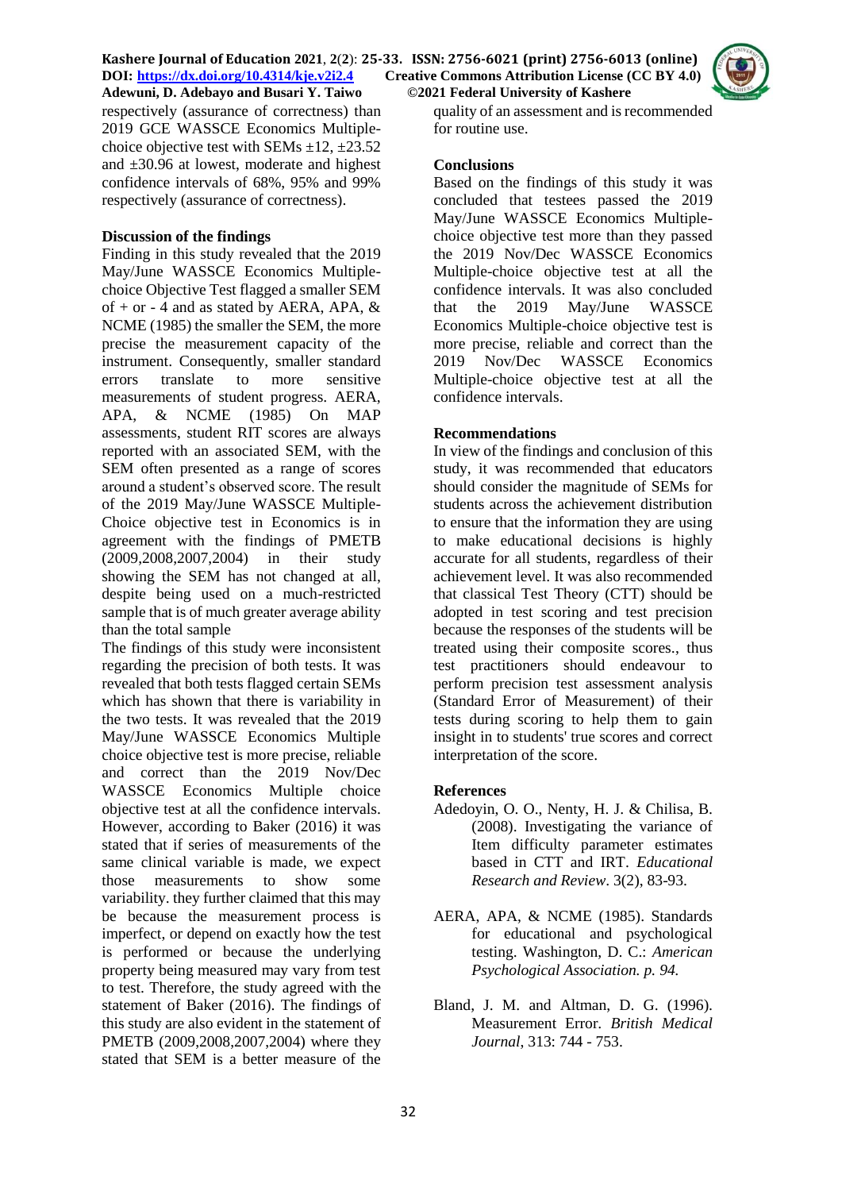respectively (assurance of correctness) than 2019 GCE WASSCE Economics Multiple-choice objective test with SEMs ±12, ±23.52 and ±30.96 at lowest, moderate and highest confidence intervals of 68%, 95% and 99% respectively (assurance of correctness).

## Discussion of the findings

Finding in this study revealed that the 2019 May/June WASSCE Economics Multiple-choice Objective Test flagged a smaller SEM of + or - 4 and as stated by AERA, APA, & NCME (1985) the smaller the SEM, the more precise the measurement capacity of the instrument. Consequently, smaller standard errors translate to more sensitive measurements of student progress. AERA, APA, & NCME (1985) On MAP assessments, student RIT scores are always reported with an associated SEM, with the SEM often presented as a range of scores around a student's observed score. The result of the 2019 May/June WASSCE Multiple-Choice objective test in Economics is in agreement with the findings of PMETB (2009,2008,2007,2004) in their study showing the SEM has not changed at all, despite being used on a much-restricted sample that is of much greater average ability than the total sample

The findings of this study were inconsistent regarding the precision of both tests. It was revealed that both tests flagged certain SEMs which has shown that there is variability in the two tests. It was revealed that the 2019 May/June WASSCE Economics Multiple choice objective test is more precise, reliable and correct than the 2019 Nov/Dec WASSCE Economics Multiple choice objective test at all the confidence intervals. However, according to Baker (2016) it was stated that if series of measurements of the same clinical variable is made, we expect those measurements to show some variability. they further claimed that this may be because the measurement process is imperfect, or depend on exactly how the test is performed or because the underlying property being measured may vary from test to test. Therefore, the study agreed with the statement of Baker (2016). The findings of this study are also evident in the statement of PMETB (2009,2008,2007,2004) where they stated that SEM is a better measure of the quality of an assessment and is recommended for routine use.

## Conclusions

Based on the findings of this study it was concluded that testees passed the 2019 May/June WASSCE Economics Multiple-choice objective test more than they passed the 2019 Nov/Dec WASSCE Economics Multiple-choice objective test at all the confidence intervals. It was also concluded that the 2019 May/June WASSCE Economics Multiple-choice objective test is more precise, reliable and correct than the 2019 Nov/Dec WASSCE Economics Multiple-choice objective test at all the confidence intervals.

## Recommendations

In view of the findings and conclusion of this study, it was recommended that educators should consider the magnitude of SEMs for students across the achievement distribution to ensure that the information they are using to make educational decisions is highly accurate for all students, regardless of their achievement level. It was also recommended that classical Test Theory (CTT) should be adopted in test scoring and test precision because the responses of the students will be treated using their composite scores., thus test practitioners should endeavour to perform precision test assessment analysis (Standard Error of Measurement) of their tests during scoring to help them to gain insight in to students' true scores and correct interpretation of the score.

## References

Adedoyin, O. O., Nenty, H. J. & Chilisa, B. (2008). Investigating the variance of Item difficulty parameter estimates based in CTT and IRT. *Educational Research and Review*. 3(2), 83-93.

AERA, APA, & NCME (1985). Standards for educational and psychological testing. Washington, D. C.: *American Psychological Association. p. 94.*

Bland, J. M. and Altman, D. G. (1996). Measurement Error. *British Medical Journal*, 313: 744 - 753.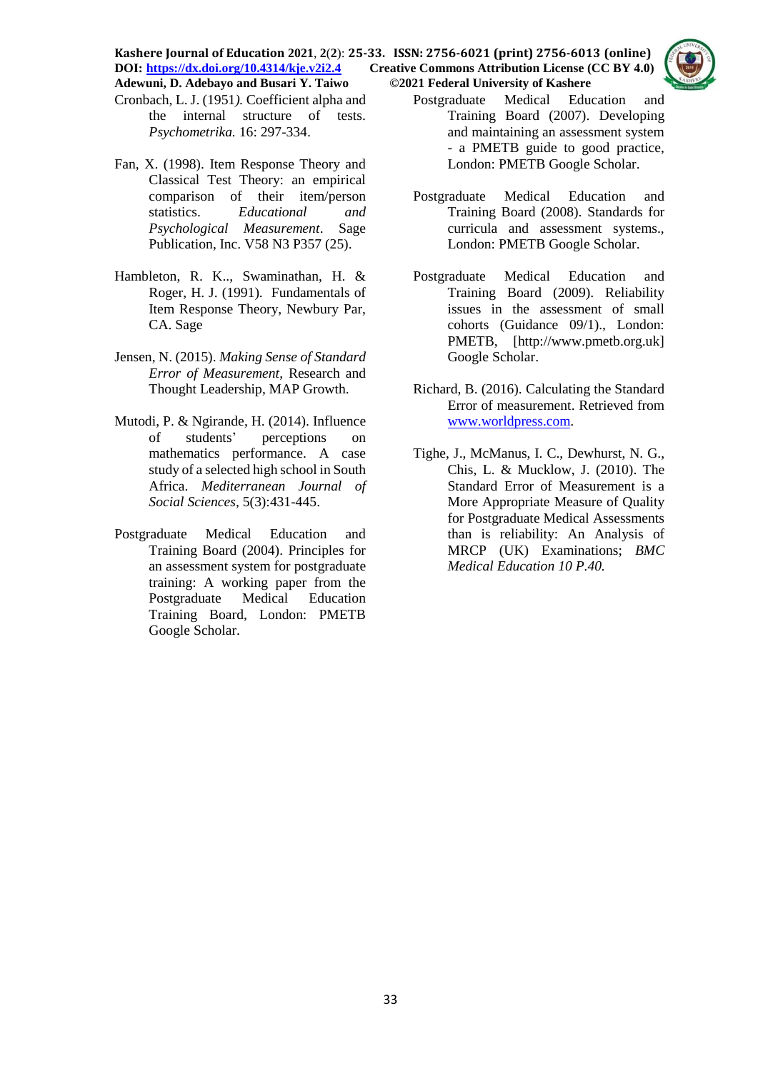Cronbach, L. J. (1951*).* Coefficient alpha and the internal structure of tests. *Psychometrika.* 16: 297-334.

Fan, X. (1998). Item Response Theory and Classical Test Theory: an empirical comparison of their item/person statistics. *Educational and Psychological Measurement*. Sage Publication, Inc. V58 N3 P357 (25).

Hambleton, R. K.., Swaminathan, H. & Roger, H. J. (1991). Fundamentals of Item Response Theory, Newbury Par, CA. Sage

Jensen, N. (2015). *Making Sense of Standard Error of Measurement*, Research and Thought Leadership, MAP Growth.

Mutodi, P. & Ngirande, H. (2014). Influence of students' perceptions on mathematics performance. A case study of a selected high school in South Africa. *Mediterranean Journal of Social Sciences*, 5(3):431-445.

Postgraduate Medical Education and Training Board (2004). Principles for an assessment system for postgraduate training: A working paper from the Postgraduate Medical Education Training Board, London: PMETB Google Scholar.

Postgraduate Medical Education and Training Board (2007). Developing and maintaining an assessment system - a PMETB guide to good practice, London: PMETB Google Scholar.

Postgraduate Medical Education and Training Board (2008). Standards for curricula and assessment systems., London: PMETB Google Scholar.

Postgraduate Medical Education and Training Board (2009). Reliability issues in the assessment of small cohorts (Guidance 09/1)., London: PMETB, [http://www.pmetb.org.uk] Google Scholar.

Richard, B. (2016). Calculating the Standard Error of measurement. Retrieved from www.worldpress.com.

Tighe, J., McManus, I. C., Dewhurst, N. G., Chis, L. & Mucklow, J. (2010). The Standard Error of Measurement is a More Appropriate Measure of Quality for Postgraduate Medical Assessments than is reliability: An Analysis of MRCP (UK) Examinations; *BMC Medical Education 10 P.40.*